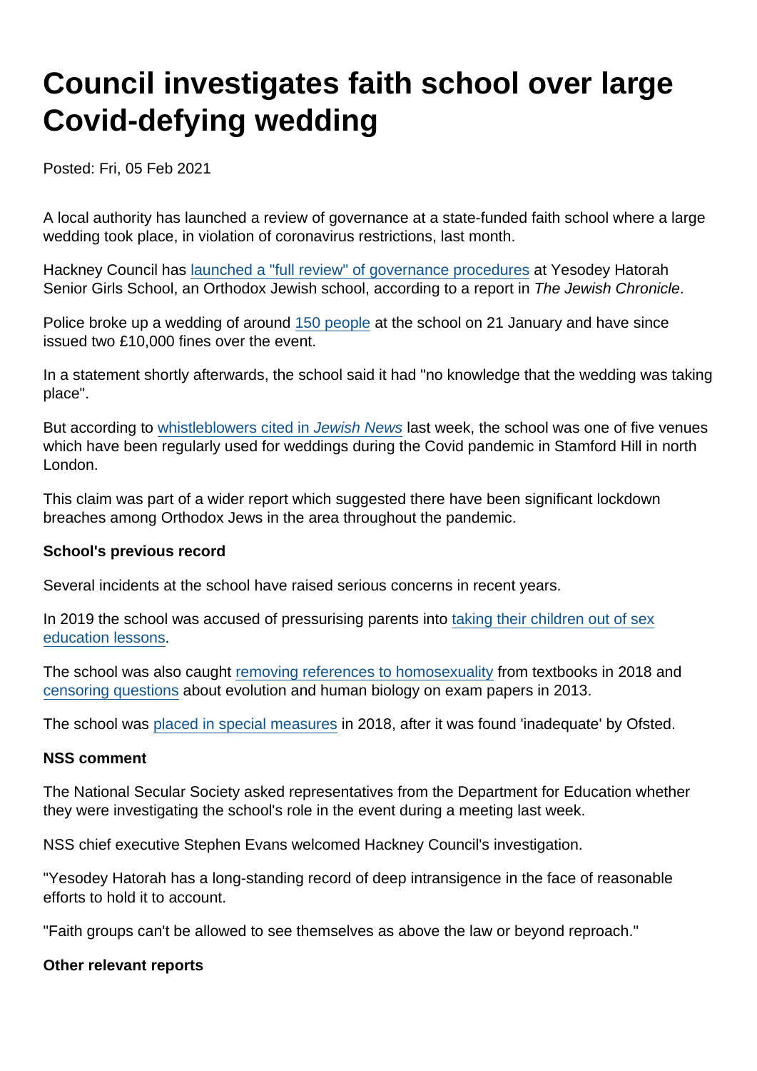# Council investigates faith school over large Covid-defying wedding

Posted: Fri, 05 Feb 2021

A local authority has launched a review of governance at a state-funded faith school where a large wedding took place, in violation of coronavirus restrictions, last month.

Hackney Council has launched a "full review" of governance procedures at Yesodey Hatorah Senior Girls School, an Orthodox Jewish school, according to a report in *The Jewish Chronicle*.

Police broke up a wedding of around 150 people at the school on 21 January and have since issued two £10,000 fines over the event.

In a statement shortly afterwards, the school said it had "no knowledge that the wedding was taking place".

But according to whistleblowers cited in *Jewish News* last week, the school was one of five venues which have been regularly used for weddings during the Covid pandemic in Stamford Hill in north London.

This claim was part of a wider report which suggested there have been significant lockdown breaches among Orthodox Jews in the area throughout the pandemic.

**School's previous record**

Several incidents at the school have raised serious concerns in recent years.

In 2019 the school was accused of pressurising parents into taking their children out of sex education lessons.

The school was also caught removing references to homosexuality from textbooks in 2018 and censoring questions about evolution and human biology on exam papers in 2013.

The school was placed in special measures in 2018, after it was found 'inadequate' by Ofsted.

**NSS comment**

The National Secular Society asked representatives from the Department for Education whether they were investigating the school's role in the event during a meeting last week.

NSS chief executive Stephen Evans welcomed Hackney Council's investigation.

"Yesodey Hatorah has a long-standing record of deep intransigence in the face of reasonable efforts to hold it to account.

"Faith groups can't be allowed to see themselves as above the law or beyond reproach."

**Other relevant reports**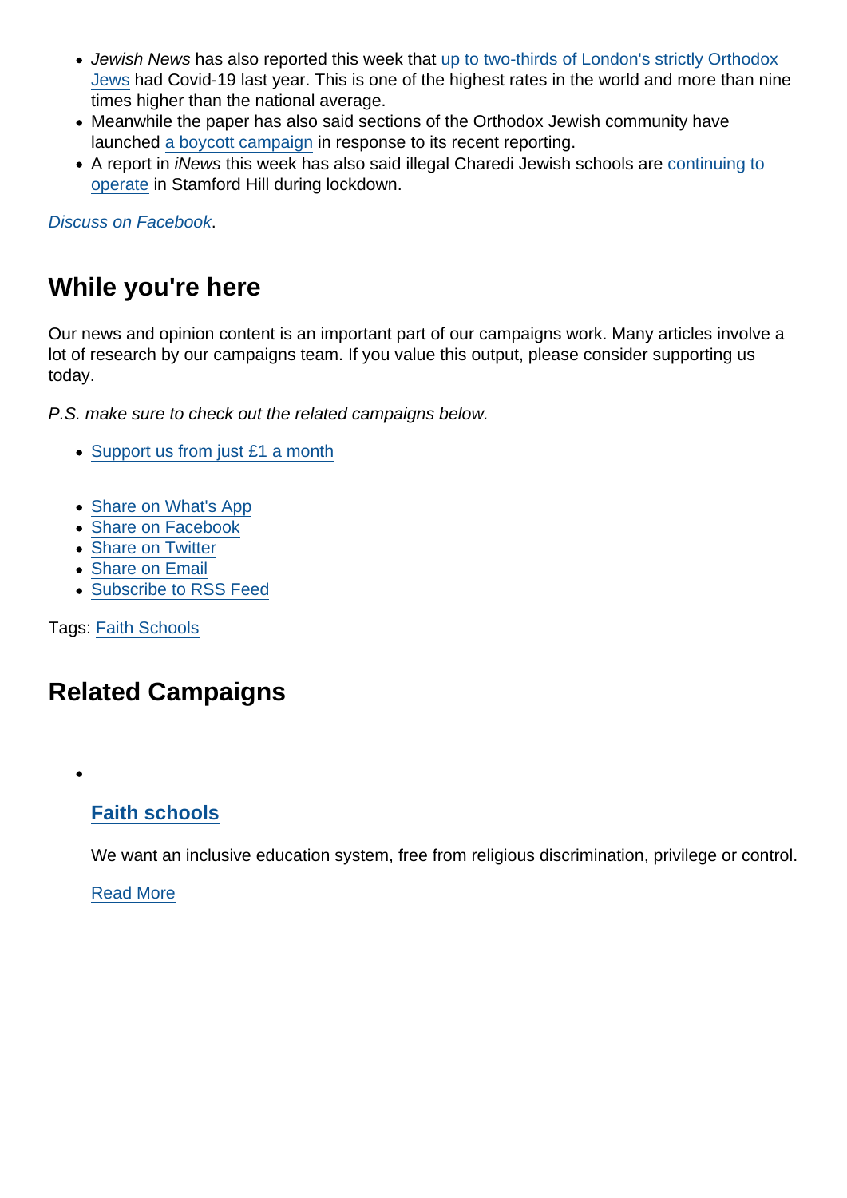- *Jewish News* has also reported this week that up to two-thirds of London's strictly Orthodox Jews had Covid-19 last year. This is one of the highest rates in the world and more than nine times higher than the national average.
- Meanwhile the paper has also said sections of the Orthodox Jewish community have launched a boycott campaign in response to its recent reporting.
- A report in *iNews* this week has also said illegal Charedi Jewish schools are continuing to operate in Stamford Hill during lockdown.

*Discuss on Facebook*.

## While you're here

Our news and opinion content is an important part of our campaigns work. Many articles involve a lot of research by our campaigns team. If you value this output, please consider supporting us today.

*P.S. make sure to check out the related campaigns below.*

- Support us from just £1 a month

- Share on What's App
- Share on Facebook
- Share on Twitter
- Share on Email
- Subscribe to RSS Feed

Tags: Faith Schools

## Related Campaigns

- ### Faith schools

  We want an inclusive education system, free from religious discrimination, privilege or control.

  Read More